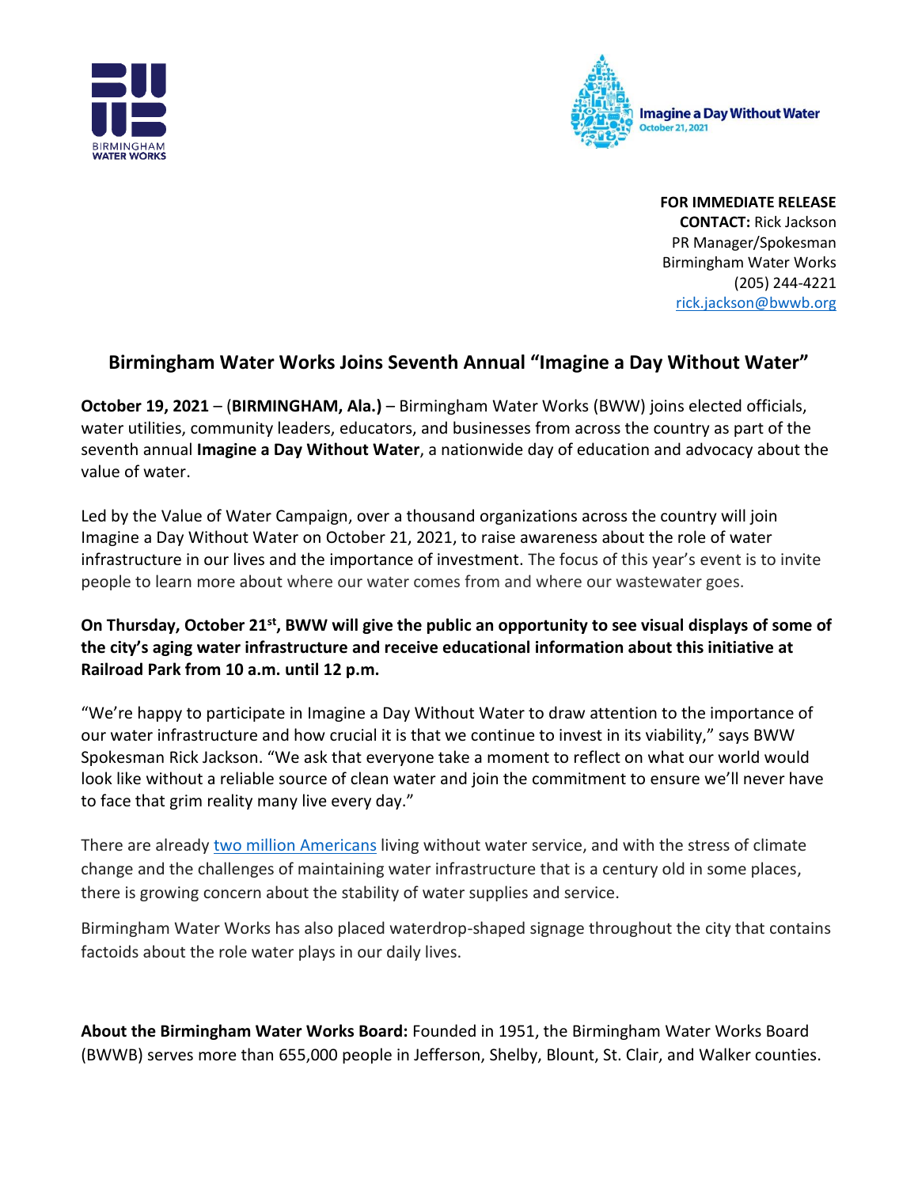BIRMINGHAM WATER WORKS

Imagine a Day Without Water
October 21, 2021

**FOR IMMEDIATE RELEASE**
**CONTACT:** Rick Jackson
PR Manager/Spokesman
Birmingham Water Works
(205) 244-4221
rick.jackson@bwwb.org

## Birmingham Water Works Joins Seventh Annual "Imagine a Day Without Water"

**October 19, 2021** – (**BIRMINGHAM, Ala.)** – Birmingham Water Works (BWW) joins elected officials, water utilities, community leaders, educators, and businesses from across the country as part of the seventh annual **Imagine a Day Without Water**, a nationwide day of education and advocacy about the value of water.

Led by the Value of Water Campaign, over a thousand organizations across the country will join Imagine a Day Without Water on October 21, 2021, to raise awareness about the role of water infrastructure in our lives and the importance of investment. The focus of this year's event is to invite people to learn more about where our water comes from and where our wastewater goes.

**On Thursday, October 21st, BWW will give the public an opportunity to see visual displays of some of the city's aging water infrastructure and receive educational information about this initiative at Railroad Park from 10 a.m. until 12 p.m.**

"We're happy to participate in Imagine a Day Without Water to draw attention to the importance of our water infrastructure and how crucial it is that we continue to invest in its viability," says BWW Spokesman Rick Jackson. "We ask that everyone take a moment to reflect on what our world would look like without a reliable source of clean water and join the commitment to ensure we'll never have to face that grim reality many live every day."

There are already two million Americans living without water service, and with the stress of climate change and the challenges of maintaining water infrastructure that is a century old in some places, there is growing concern about the stability of water supplies and service.

Birmingham Water Works has also placed waterdrop-shaped signage throughout the city that contains factoids about the role water plays in our daily lives.

**About the Birmingham Water Works Board:** Founded in 1951, the Birmingham Water Works Board (BWWB) serves more than 655,000 people in Jefferson, Shelby, Blount, St. Clair, and Walker counties.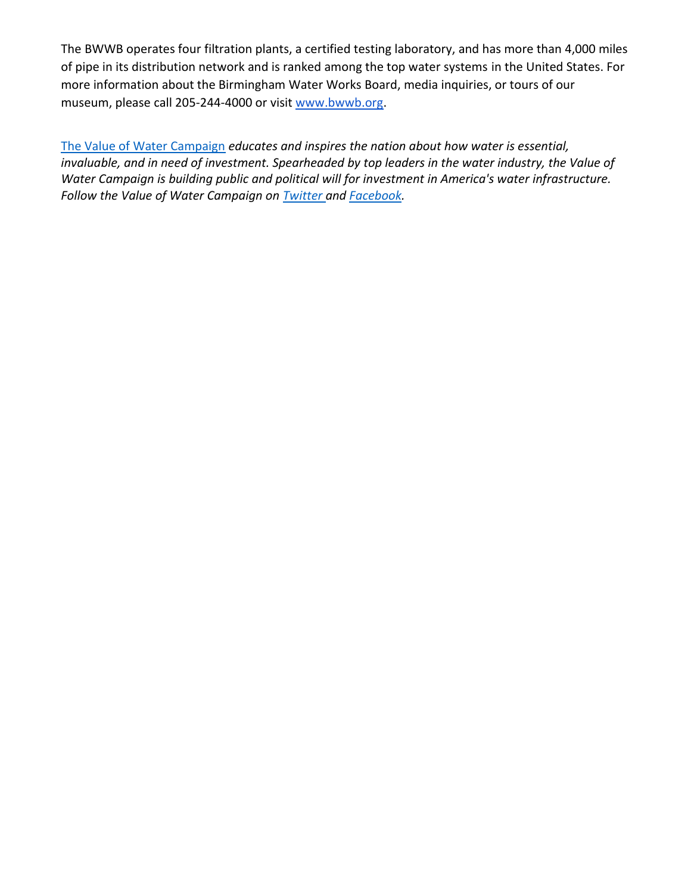The BWWB operates four filtration plants, a certified testing laboratory, and has more than 4,000 miles of pipe in its distribution network and is ranked among the top water systems in the United States. For more information about the Birmingham Water Works Board, media inquiries, or tours of our museum, please call 205-244-4000 or visit www.bwwb.org.

The Value of Water Campaign *educates and inspires the nation about how water is essential, invaluable, and in need of investment. Spearheaded by top leaders in the water industry, the Value of Water Campaign is building public and political will for investment in America's water infrastructure. Follow the Value of Water Campaign on Twitter and Facebook.*